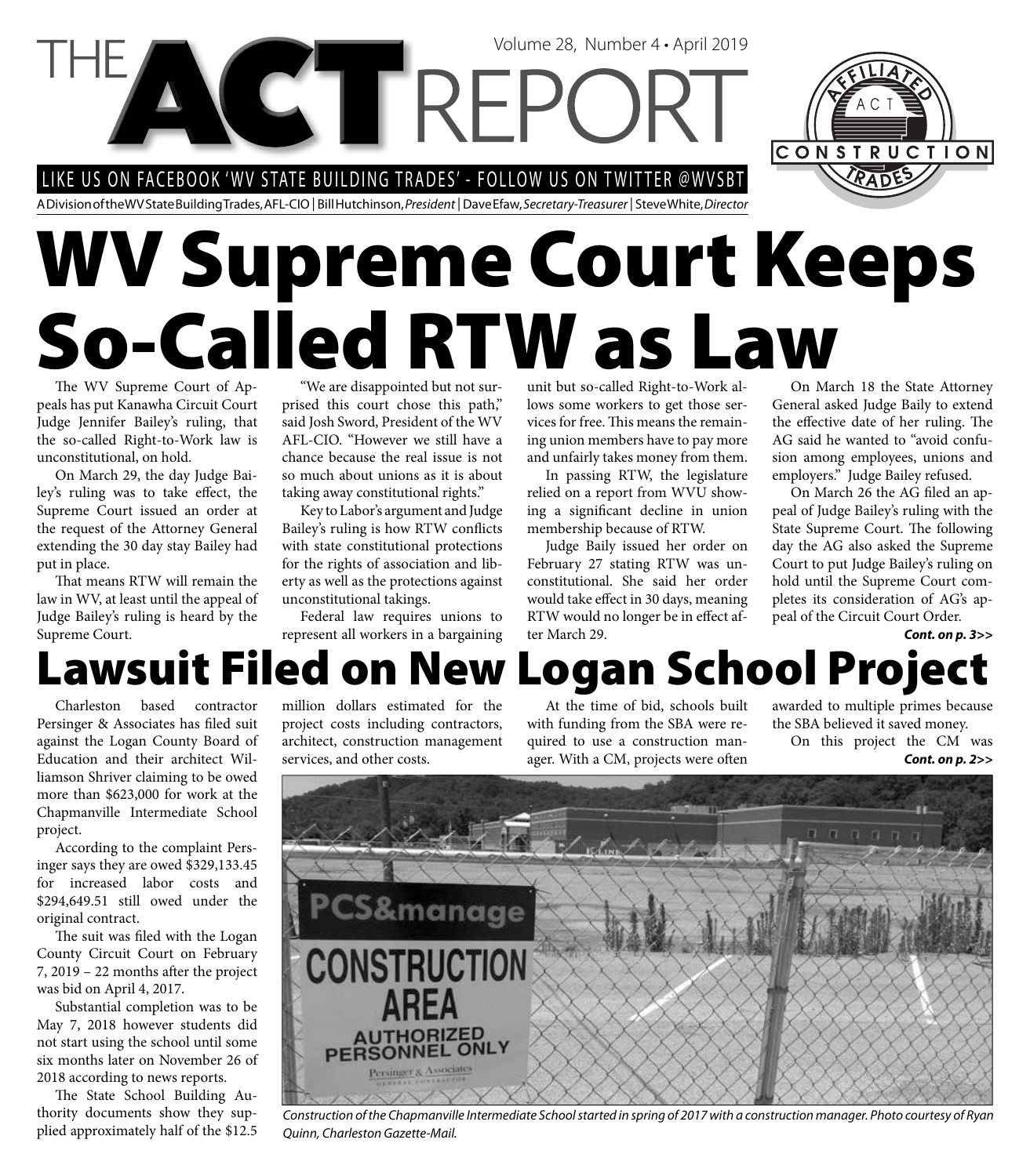# THE ACT REPORT

Volume 28, Number 4 • April 2019

LIKE US ON FACEBOOK 'WV STATE BUILDING TRADES' - FOLLOW US ON TWITTER @WVSBT

A Division of the WV State Building Trades, AFL-CIO | Bill Hutchinson, *President* | Dave Efaw, *Secretary-Treasurer* | Steve White, *Director*

# WV Supreme Court Keeps So-Called RTW as Law

The WV Supreme Court of Appeals has put Kanawha Circuit Court Judge Jennifer Bailey's ruling, that the so-called Right-to-Work law is unconstitutional, on hold.

On March 29, the day Judge Bailey's ruling was to take effect, the Supreme Court issued an order at the request of the Attorney General extending the 30 day stay Bailey had put in place.

That means RTW will remain the law in WV, at least until the appeal of Judge Bailey's ruling is heard by the Supreme Court.

"We are disappointed but not surprised this court chose this path," said Josh Sword, President of the WV AFL-CIO. "However we still have a chance because the real issue is not so much about unions as it is about taking away constitutional rights."

Key to Labor's argument and Judge Bailey's ruling is how RTW conflicts with state constitutional protections for the rights of association and liberty as well as the protections against unconstitutional takings.

Federal law requires unions to represent all workers in a bargaining unit but so-called Right-to-Work allows some workers to get those services for free. This means the remaining union members have to pay more and unfairly takes money from them.

In passing RTW, the legislature relied on a report from WVU showing a significant decline in union membership because of RTW.

Judge Baily issued her order on February 27 stating RTW was unconstitutional. She said her order would take effect in 30 days, meaning RTW would no longer be in effect after March 29.

On March 18 the State Attorney General asked Judge Baily to extend the effective date of her ruling. The AG said he wanted to "avoid confusion among employees, unions and employers." Judge Bailey refused.

On March 26 the AG filed an appeal of Judge Bailey's ruling with the State Supreme Court. The following day the AG also asked the Supreme Court to put Judge Bailey's ruling on hold until the Supreme Court completes its consideration of AG's appeal of the Circuit Court Order.

***Cont. on p. 3>>***

# Lawsuit Filed on New Logan School Project

Charleston based contractor Persinger & Associates has filed suit against the Logan County Board of Education and their architect Williamson Shriver claiming to be owed more than $623,000 for work at the Chapmanville Intermediate School project.

According to the complaint Persinger says they are owed $329,133.45 for increased labor costs and $294,649.51 still owed under the original contract.

The suit was filed with the Logan County Circuit Court on February 7, 2019 – 22 months after the project was bid on April 4, 2017.

Substantial completion was to be May 7, 2018 however students did not start using the school until some six months later on November 26 of 2018 according to news reports.

The State School Building Authority documents show they supplied approximately half of the $12.5 million dollars estimated for the project costs including contractors, architect, construction management services, and other costs.

At the time of bid, schools built with funding from the SBA were required to use a construction manager. With a CM, projects were often awarded to multiple primes because the SBA believed it saved money.

On this project the CM was

***Cont. on p. 2>>***

*Construction of the Chapmanville Intermediate School started in spring of 2017 with a construction manager. Photo courtesy of Ryan Quinn, Charleston Gazette-Mail.*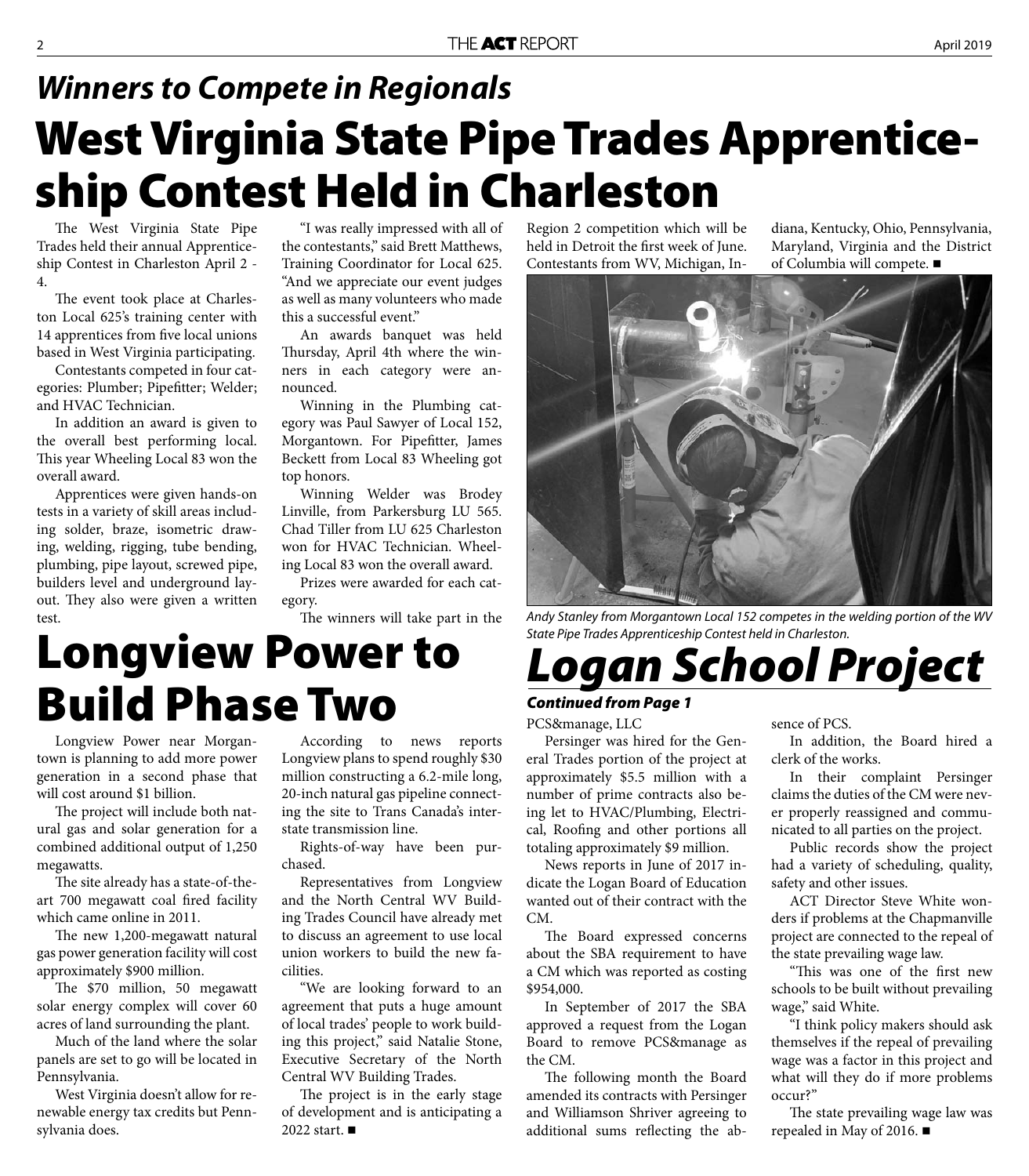## *Winners to Compete in Regionals*

# West Virginia State Pipe Trades Apprenticeship Contest Held in Charleston

The West Virginia State Pipe Trades held their annual Apprenticeship Contest in Charleston April 2 - 4.

The event took place at Charleston Local 625's training center with 14 apprentices from five local unions based in West Virginia participating.

Contestants competed in four categories: Plumber; Pipefitter; Welder; and HVAC Technician.

In addition an award is given to the overall best performing local. This year Wheeling Local 83 won the overall award.

Apprentices were given hands-on tests in a variety of skill areas including solder, braze, isometric drawing, welding, rigging, tube bending, plumbing, pipe layout, screwed pipe, builders level and underground layout. They also were given a written test.

"I was really impressed with all of the contestants," said Brett Matthews, Training Coordinator for Local 625. "And we appreciate our event judges as well as many volunteers who made this a successful event."

An awards banquet was held Thursday, April 4th where the winners in each category were announced.

Winning in the Plumbing category was Paul Sawyer of Local 152, Morgantown. For Pipefitter, James Beckett from Local 83 Wheeling got top honors.

Winning Welder was Brodey Linville, from Parkersburg LU 565. Chad Tiller from LU 625 Charleston won for HVAC Technician. Wheeling Local 83 won the overall award.

Prizes were awarded for each category.

The winners will take part in the Region 2 competition which will be held in Detroit the first week of June. Contestants from WV, Michigan, Indiana, Kentucky, Ohio, Pennsylvania, Maryland, Virginia and the District of Columbia will compete. ■

*Andy Stanley from Morgantown Local 152 competes in the welding portion of the WV State Pipe Trades Apprenticeship Contest held in Charleston.*

# Longview Power to Build Phase Two

Longview Power near Morgantown is planning to add more power generation in a second phase that will cost around $1 billion.

The project will include both natural gas and solar generation for a combined additional output of 1,250 megawatts.

The site already has a state-of-the-art 700 megawatt coal fired facility which came online in 2011.

The new 1,200-megawatt natural gas power generation facility will cost approximately $900 million.

The $70 million, 50 megawatt solar energy complex will cover 60 acres of land surrounding the plant.

Much of the land where the solar panels are set to go will be located in Pennsylvania.

West Virginia doesn't allow for renewable energy tax credits but Pennsylvania does.

According to news reports Longview plans to spend roughly $30 million constructing a 6.2-mile long, 20-inch natural gas pipeline connecting the site to Trans Canada's interstate transmission line.

Rights-of-way have been purchased.

Representatives from Longview and the North Central WV Building Trades Council have already met to discuss an agreement to use local union workers to build the new facilities.

"We are looking forward to an agreement that puts a huge amount of local trades' people to work building this project," said Natalie Stone, Executive Secretary of the North Central WV Building Trades.

The project is in the early stage of development and is anticipating a 2022 start. ■

# *Logan School Project*

***Continued from Page 1***

PCS&manage, LLC

Persinger was hired for the General Trades portion of the project at approximately $5.5 million with a number of prime contracts also being let to HVAC/Plumbing, Electrical, Roofing and other portions all totaling approximately $9 million.

News reports in June of 2017 indicate the Logan Board of Education wanted out of their contract with the CM.

The Board expressed concerns about the SBA requirement to have a CM which was reported as costing $954,000.

In September of 2017 the SBA approved a request from the Logan Board to remove PCS&manage as the CM.

The following month the Board amended its contracts with Persinger and Williamson Shriver agreeing to additional sums reflecting the absence of PCS.

In addition, the Board hired a clerk of the works.

In their complaint Persinger claims the duties of the CM were never properly reassigned and communicated to all parties on the project.

Public records show the project had a variety of scheduling, quality, safety and other issues.

ACT Director Steve White wonders if problems at the Chapmanville project are connected to the repeal of the state prevailing wage law.

"This was one of the first new schools to be built without prevailing wage," said White.

"I think policy makers should ask themselves if the repeal of prevailing wage was a factor in this project and what will they do if more problems occur?"

The state prevailing wage law was repealed in May of 2016. ■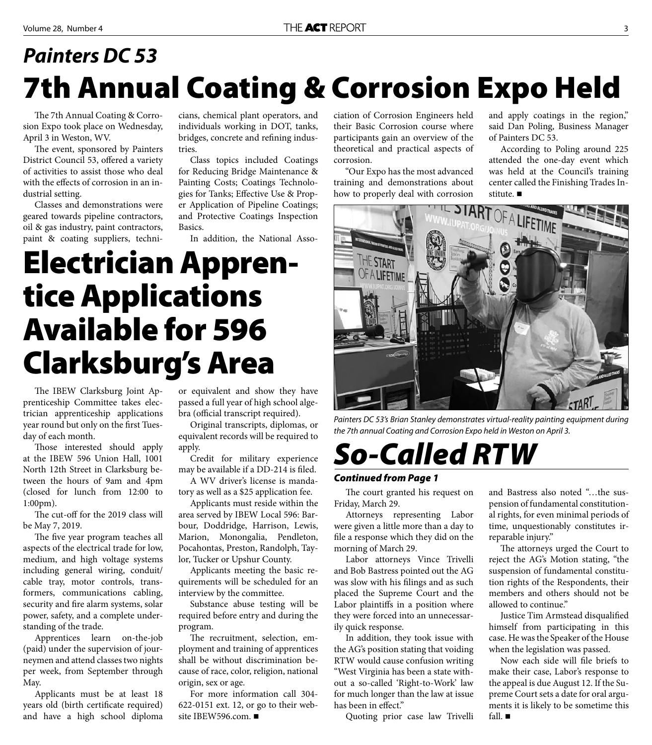## *Painters DC 53*

# 7th Annual Coating & Corrosion Expo Held

The 7th Annual Coating & Corrosion Expo took place on Wednesday, April 3 in Weston, WV.

The event, sponsored by Painters District Council 53, offered a variety of activities to assist those who deal with the effects of corrosion in an industrial setting.

Classes and demonstrations were geared towards pipeline contractors, oil & gas industry, paint contractors, paint & coating suppliers, technicians, chemical plant operators, and individuals working in DOT, tanks, bridges, concrete and refining industries.

Class topics included Coatings for Reducing Bridge Maintenance & Painting Costs; Coatings Technologies for Tanks; Effective Use & Proper Application of Pipeline Coatings; and Protective Coatings Inspection Basics.

In addition, the National Association of Corrosion Engineers held their Basic Corrosion course where participants gain an overview of the theoretical and practical aspects of corrosion.

"Our Expo has the most advanced training and demonstrations about how to properly deal with corrosion and apply coatings in the region," said Dan Poling, Business Manager of Painters DC 53.

According to Poling around 225 attended the one-day event which was held at the Council's training center called the Finishing Trades Institute. ■

*Painters DC 53's Brian Stanley demonstrates virtual-reality painting equipment during the 7th annual Coating and Corrosion Expo held in Weston on April 3.*

# Electrician Apprentice Applications Available for 596 Clarksburg's Area

The IBEW Clarksburg Joint Apprenticeship Committee takes electrician apprenticeship applications year round but only on the first Tuesday of each month.

Those interested should apply at the IBEW 596 Union Hall, 1001 North 12th Street in Clarksburg between the hours of 9am and 4pm (closed for lunch from 12:00 to 1:00pm).

The cut-off for the 2019 class will be May 7, 2019.

The five year program teaches all aspects of the electrical trade for low, medium, and high voltage systems including general wiring, conduit/cable tray, motor controls, transformers, communications cabling, security and fire alarm systems, solar power, safety, and a complete understanding of the trade.

Apprentices learn on-the-job (paid) under the supervision of journeymen and attend classes two nights per week, from September through May.

Applicants must be at least 18 years old (birth certificate required) and have a high school diploma or equivalent and show they have passed a full year of high school algebra (official transcript required).

Original transcripts, diplomas, or equivalent records will be required to apply.

Credit for military experience may be available if a DD-214 is filed.

A WV driver's license is mandatory as well as a $25 application fee.

Applicants must reside within the area served by IBEW Local 596: Barbour, Doddridge, Harrison, Lewis, Marion, Monongalia, Pendleton, Pocahontas, Preston, Randolph, Taylor, Tucker or Upshur County.

Applicants meeting the basic requirements will be scheduled for an interview by the committee.

Substance abuse testing will be required before entry and during the program.

The recruitment, selection, employment and training of apprentices shall be without discrimination because of race, color, religion, national origin, sex or age.

For more information call 304-622-0151 ext. 12, or go to their website IBEW596.com. ■

# *So-Called RTW*

***Continued from Page 1***

The court granted his request on Friday, March 29.

Attorneys representing Labor were given a little more than a day to file a response which they did on the morning of March 29.

Labor attorneys Vince Trivelli and Bob Bastress pointed out the AG was slow with his filings and as such placed the Supreme Court and the Labor plaintiffs in a position where they were forced into an unnecessarily quick response.

In addition, they took issue with the AG's position stating that voiding RTW would cause confusion writing "West Virginia has been a state without a so-called 'Right-to-Work' law for much longer than the law at issue has been in effect."

Quoting prior case law Trivelli and Bastress also noted "…the suspension of fundamental constitutional rights, for even minimal periods of time, unquestionably constitutes irreparable injury."

The attorneys urged the Court to reject the AG's Motion stating, "the suspension of fundamental constitution rights of the Respondents, their members and others should not be allowed to continue."

Justice Tim Armstead disqualified himself from participating in this case. He was the Speaker of the House when the legislation was passed.

Now each side will file briefs to make their case, Labor's response to the appeal is due August 12. If the Supreme Court sets a date for oral arguments it is likely to be sometime this fall. ■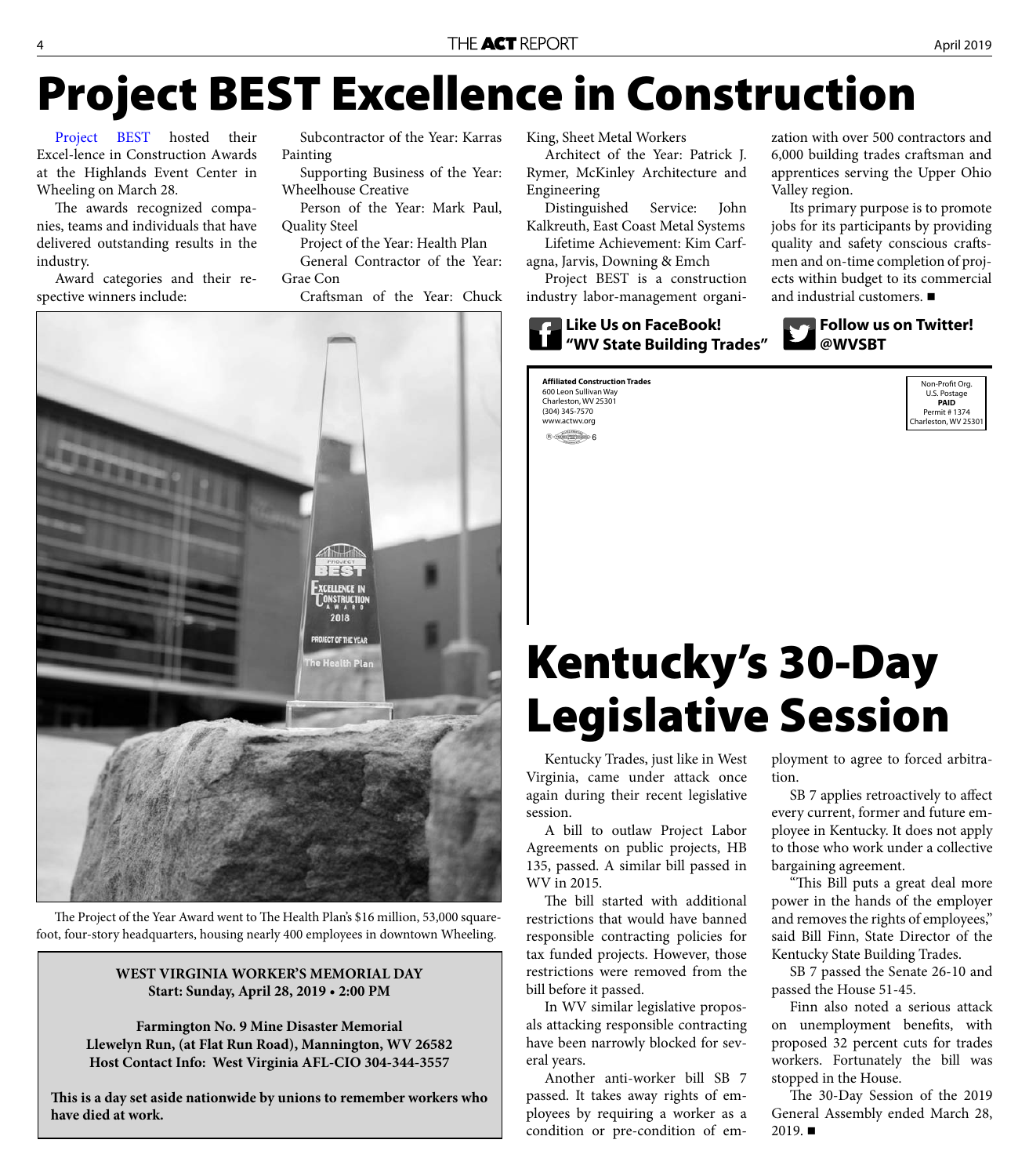# Project BEST Excellence in Construction

Project BEST hosted their Excel-lence in Construction Awards at the Highlands Event Center in Wheeling on March 28.

The awards recognized companies, teams and individuals that have delivered outstanding results in the industry.

Award categories and their respective winners include:

Subcontractor of the Year: Karras Painting

Supporting Business of the Year: Wheelhouse Creative

Person of the Year: Mark Paul, Quality Steel

Project of the Year: Health Plan

General Contractor of the Year: Grae Con

Craftsman of the Year: Chuck King, Sheet Metal Workers

Architect of the Year: Patrick J. Rymer, McKinley Architecture and Engineering

Distinguished Service: John Kalkreuth, East Coast Metal Systems

Lifetime Achievement: Kim Carfagna, Jarvis, Downing & Emch

Project BEST is a construction industry labor-management organization with over 500 contractors and 6,000 building trades craftsman and apprentices serving the Upper Ohio Valley region.

Its primary purpose is to promote jobs for its participants by providing quality and safety conscious craftsmen and on-time completion of projects within budget to its commercial and industrial customers. ■

The Project of the Year Award went to The Health Plan's $16 million, 53,000 square-foot, four-story headquarters, housing nearly 400 employees in downtown Wheeling.

**WEST VIRGINIA WORKER'S MEMORIAL DAY**
**Start: Sunday, April 28, 2019 • 2:00 PM**

**Farmington No. 9 Mine Disaster Memorial**
**Llewelyn Run, (at Flat Run Road), Mannington, WV 26582**
**Host Contact Info: West Virginia AFL-CIO 304-344-3557**

**This is a day set aside nationwide by unions to remember workers who have died at work.**

**Like Us on FaceBook! "WV State Building Trades"**

**Follow us on Twitter! @WVSBT**

**Affiliated Construction Trades**
600 Leon Sullivan Way
Charleston, WV 25301
(304) 345-7570
www.actwv.org

Non-Profit Org.
U.S. Postage
**PAID**
Permit # 1374
Charleston, WV 25301

# Kentucky's 30-Day Legislative Session

Kentucky Trades, just like in West Virginia, came under attack once again during their recent legislative session.

A bill to outlaw Project Labor Agreements on public projects, HB 135, passed. A similar bill passed in WV in 2015.

The bill started with additional restrictions that would have banned responsible contracting policies for tax funded projects. However, those restrictions were removed from the bill before it passed.

In WV similar legislative proposals attacking responsible contracting have been narrowly blocked for several years.

Another anti-worker bill SB 7 passed. It takes away rights of employees by requiring a worker as a condition or pre-condition of employment to agree to forced arbitration.

SB 7 applies retroactively to affect every current, former and future employee in Kentucky. It does not apply to those who work under a collective bargaining agreement.

"This Bill puts a great deal more power in the hands of the employer and removes the rights of employees," said Bill Finn, State Director of the Kentucky State Building Trades.

SB 7 passed the Senate 26-10 and passed the House 51-45.

Finn also noted a serious attack on unemployment benefits, with proposed 32 percent cuts for trades workers. Fortunately the bill was stopped in the House.

The 30-Day Session of the 2019 General Assembly ended March 28, 2019. ■